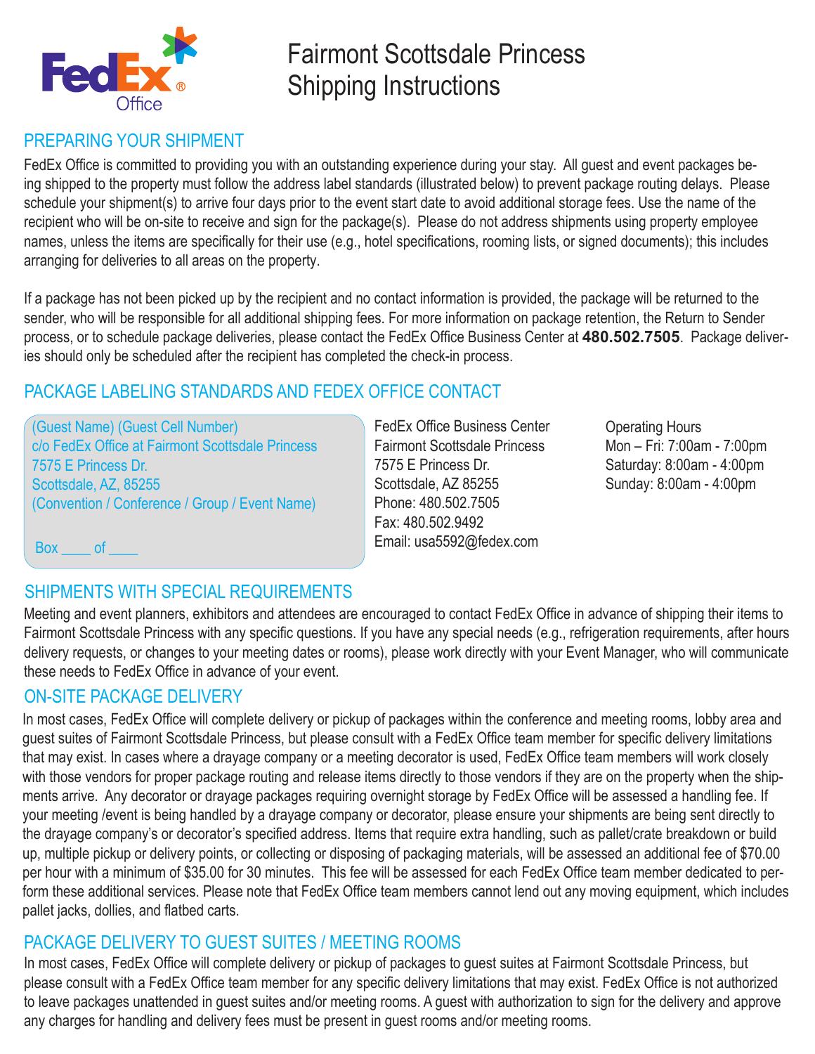FedEx Office

# Fairmont Scottsdale Princess Shipping Instructions

## PREPARING YOUR SHIPMENT

FedEx Office is committed to providing you with an outstanding experience during your stay. All guest and event packages being shipped to the property must follow the address label standards (illustrated below) to prevent package routing delays. Please schedule your shipment(s) to arrive four days prior to the event start date to avoid additional storage fees. Use the name of the recipient who will be on-site to receive and sign for the package(s). Please do not address shipments using property employee names, unless the items are specifically for their use (e.g., hotel specifications, rooming lists, or signed documents); this includes arranging for deliveries to all areas on the property.

If a package has not been picked up by the recipient and no contact information is provided, the package will be returned to the sender, who will be responsible for all additional shipping fees. For more information on package retention, the Return to Sender process, or to schedule package deliveries, please contact the FedEx Office Business Center at **480.502.7505**. Package deliveries should only be scheduled after the recipient has completed the check-in process.

## PACKAGE LABELING STANDARDS AND FEDEX OFFICE CONTACT

(Guest Name) (Guest Cell Number)
c/o FedEx Office at Fairmont Scottsdale Princess
7575 E Princess Dr.
Scottsdale, AZ, 85255
(Convention / Conference / Group / Event Name)

Box ____ of ____

FedEx Office Business Center
Fairmont Scottsdale Princess
7575 E Princess Dr.
Scottsdale, AZ 85255
Phone: 480.502.7505
Fax: 480.502.9492
Email: usa5592@fedex.com

Operating Hours
Mon – Fri: 7:00am - 7:00pm
Saturday: 8:00am - 4:00pm
Sunday: 8:00am - 4:00pm

## SHIPMENTS WITH SPECIAL REQUIREMENTS

Meeting and event planners, exhibitors and attendees are encouraged to contact FedEx Office in advance of shipping their items to Fairmont Scottsdale Princess with any specific questions. If you have any special needs (e.g., refrigeration requirements, after hours delivery requests, or changes to your meeting dates or rooms), please work directly with your Event Manager, who will communicate these needs to FedEx Office in advance of your event.

## ON-SITE PACKAGE DELIVERY

In most cases, FedEx Office will complete delivery or pickup of packages within the conference and meeting rooms, lobby area and guest suites of Fairmont Scottsdale Princess, but please consult with a FedEx Office team member for specific delivery limitations that may exist. In cases where a drayage company or a meeting decorator is used, FedEx Office team members will work closely with those vendors for proper package routing and release items directly to those vendors if they are on the property when the shipments arrive. Any decorator or drayage packages requiring overnight storage by FedEx Office will be assessed a handling fee. If your meeting /event is being handled by a drayage company or decorator, please ensure your shipments are being sent directly to the drayage company's or decorator's specified address. Items that require extra handling, such as pallet/crate breakdown or build up, multiple pickup or delivery points, or collecting or disposing of packaging materials, will be assessed an additional fee of $70.00 per hour with a minimum of $35.00 for 30 minutes. This fee will be assessed for each FedEx Office team member dedicated to perform these additional services. Please note that FedEx Office team members cannot lend out any moving equipment, which includes pallet jacks, dollies, and flatbed carts.

## PACKAGE DELIVERY TO GUEST SUITES / MEETING ROOMS

In most cases, FedEx Office will complete delivery or pickup of packages to guest suites at Fairmont Scottsdale Princess, but please consult with a FedEx Office team member for any specific delivery limitations that may exist. FedEx Office is not authorized to leave packages unattended in guest suites and/or meeting rooms. A guest with authorization to sign for the delivery and approve any charges for handling and delivery fees must be present in guest rooms and/or meeting rooms.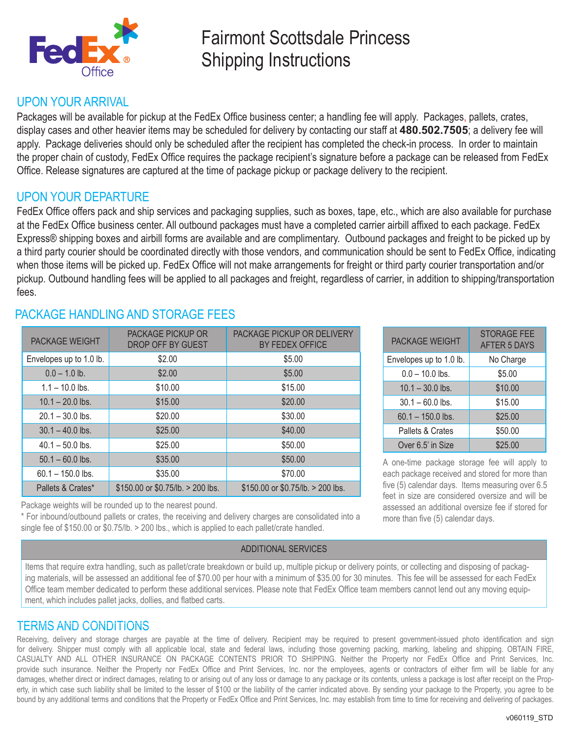# Fairmont Scottsdale Princess Shipping Instructions

## UPON YOUR ARRIVAL

Packages will be available for pickup at the FedEx Office business center; a handling fee will apply. Packages, pallets, crates, display cases and other heavier items may be scheduled for delivery by contacting our staff at **480.502.7505**; a delivery fee will apply. Package deliveries should only be scheduled after the recipient has completed the check-in process. In order to maintain the proper chain of custody, FedEx Office requires the package recipient's signature before a package can be released from FedEx Office. Release signatures are captured at the time of package pickup or package delivery to the recipient.

## UPON YOUR DEPARTURE

FedEx Office offers pack and ship services and packaging supplies, such as boxes, tape, etc., which are also available for purchase at the FedEx Office business center. All outbound packages must have a completed carrier airbill affixed to each package. FedEx Express® shipping boxes and airbill forms are available and are complimentary. Outbound packages and freight to be picked up by a third party courier should be coordinated directly with those vendors, and communication should be sent to FedEx Office, indicating when those items will be picked up. FedEx Office will not make arrangements for freight or third party courier transportation and/or pickup. Outbound handling fees will be applied to all packages and freight, regardless of carrier, in addition to shipping/transportation fees.

## PACKAGE HANDLING AND STORAGE FEES

| PACKAGE WEIGHT | PACKAGE PICKUP OR DROP OFF BY GUEST | PACKAGE PICKUP OR DELIVERY BY FEDEX OFFICE |
|---|---|---|
| Envelopes up to 1.0 lb. | $2.00 | $5.00 |
| 0.0 – 1.0 lb. | $2.00 | $5.00 |
| 1.1 – 10.0 lbs. | $10.00 | $15.00 |
| 10.1 – 20.0 lbs. | $15.00 | $20.00 |
| 20.1 – 30.0 lbs. | $20.00 | $30.00 |
| 30.1 – 40.0 lbs. | $25.00 | $40.00 |
| 40.1 – 50.0 lbs. | $25.00 | $50.00 |
| 50.1 – 60.0 lbs. | $35.00 | $50.00 |
| 60.1 – 150.0 lbs. | $35.00 | $70.00 |
| Pallets & Crates* | $150.00 or $0.75/lb. > 200 lbs. | $150.00 or $0.75/lb. > 200 lbs. |

Package weights will be rounded up to the nearest pound.

* For inbound/outbound pallets or crates, the receiving and delivery charges are consolidated into a single fee of $150.00 or $0.75/lb. > 200 lbs., which is applied to each pallet/crate handled.

| PACKAGE WEIGHT | STORAGE FEE AFTER 5 DAYS |
|---|---|
| Envelopes up to 1.0 lb. | No Charge |
| 0.0 – 10.0 lbs. | $5.00 |
| 10.1 – 30.0 lbs. | $10.00 |
| 30.1 – 60.0 lbs. | $15.00 |
| 60.1 – 150.0 lbs. | $25.00 |
| Pallets & Crates | $50.00 |
| Over 6.5' in Size | $25.00 |

A one-time package storage fee will apply to each package received and stored for more than five (5) calendar days. Items measuring over 6.5 feet in size are considered oversize and will be assessed an additional oversize fee if stored for more than five (5) calendar days.

### ADDITIONAL SERVICES

Items that require extra handling, such as pallet/crate breakdown or build up, multiple pickup or delivery points, or collecting and disposing of packaging materials, will be assessed an additional fee of $70.00 per hour with a minimum of $35.00 for 30 minutes. This fee will be assessed for each FedEx Office team member dedicated to perform these additional services. Please note that FedEx Office team members cannot lend out any moving equipment, which includes pallet jacks, dollies, and flatbed carts.

## TERMS AND CONDITIONS

Receiving, delivery and storage charges are payable at the time of delivery. Recipient may be required to present government-issued photo identification and sign for delivery. Shipper must comply with all applicable local, state and federal laws, including those governing packing, marking, labeling and shipping. OBTAIN FIRE, CASUALTY AND ALL OTHER INSURANCE ON PACKAGE CONTENTS PRIOR TO SHIPPING. Neither the Property nor FedEx Office and Print Services, Inc. provide such insurance. Neither the Property nor FedEx Office and Print Services, Inc. nor the employees, agents or contractors of either firm will be liable for any damages, whether direct or indirect damages, relating to or arising out of any loss or damage to any package or its contents, unless a package is lost after receipt on the Property, in which case such liability shall be limited to the lesser of $100 or the liability of the carrier indicated above. By sending your package to the Property, you agree to be bound by any additional terms and conditions that the Property or FedEx Office and Print Services, Inc. may establish from time to time for receiving and delivering of packages.

v060119_STD